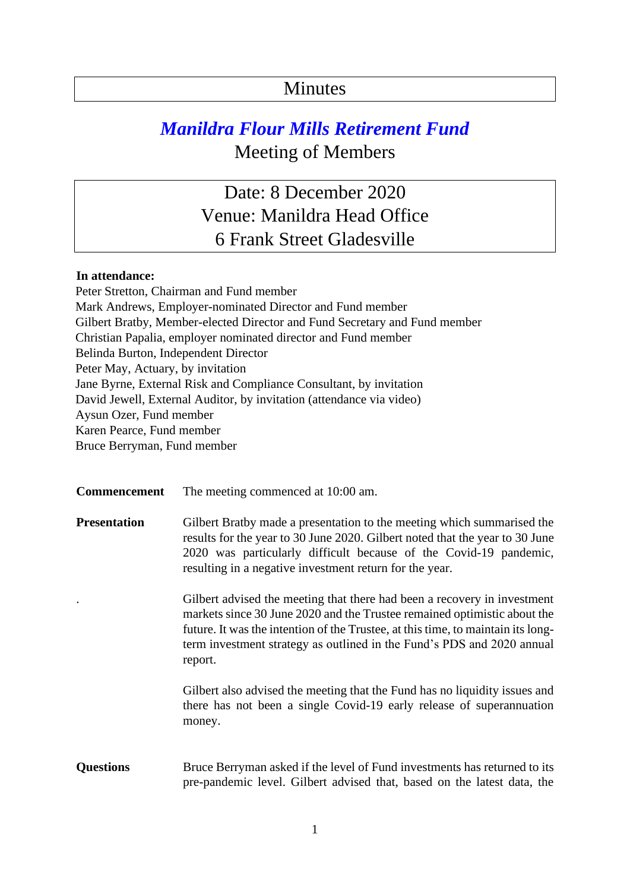# Minutes

## *Manildra Flour Mills Retirement Fund*

## Meeting of Members

**Date: 8 December 2020**
**Venue: Manildra Head Office**
**6 Frank Street Gladesville**

**In attendance:**

Peter Stretton, Chairman and Fund member
Mark Andrews, Employer-nominated Director and Fund member
Gilbert Bratby, Member-elected Director and Fund Secretary and Fund member
Christian Papalia, employer nominated director and Fund member
Belinda Burton, Independent Director
Peter May, Actuary, by invitation
Jane Byrne, External Risk and Compliance Consultant, by invitation
David Jewell, External Auditor, by invitation (attendance via video)
Aysun Ozer, Fund member
Karen Pearce, Fund member
Bruce Berryman, Fund member

**Commencement** The meeting commenced at 10:00 am.

**Presentation** Gilbert Bratby made a presentation to the meeting which summarised the results for the year to 30 June 2020. Gilbert noted that the year to 30 June 2020 was particularly difficult because of the Covid-19 pandemic, resulting in a negative investment return for the year.

. Gilbert advised the meeting that there had been a recovery in investment markets since 30 June 2020 and the Trustee remained optimistic about the future. It was the intention of the Trustee, at this time, to maintain its long-term investment strategy as outlined in the Fund's PDS and 2020 annual report.

Gilbert also advised the meeting that the Fund has no liquidity issues and there has not been a single Covid-19 early release of superannuation money.

**Questions** Bruce Berryman asked if the level of Fund investments has returned to its pre-pandemic level. Gilbert advised that, based on the latest data, the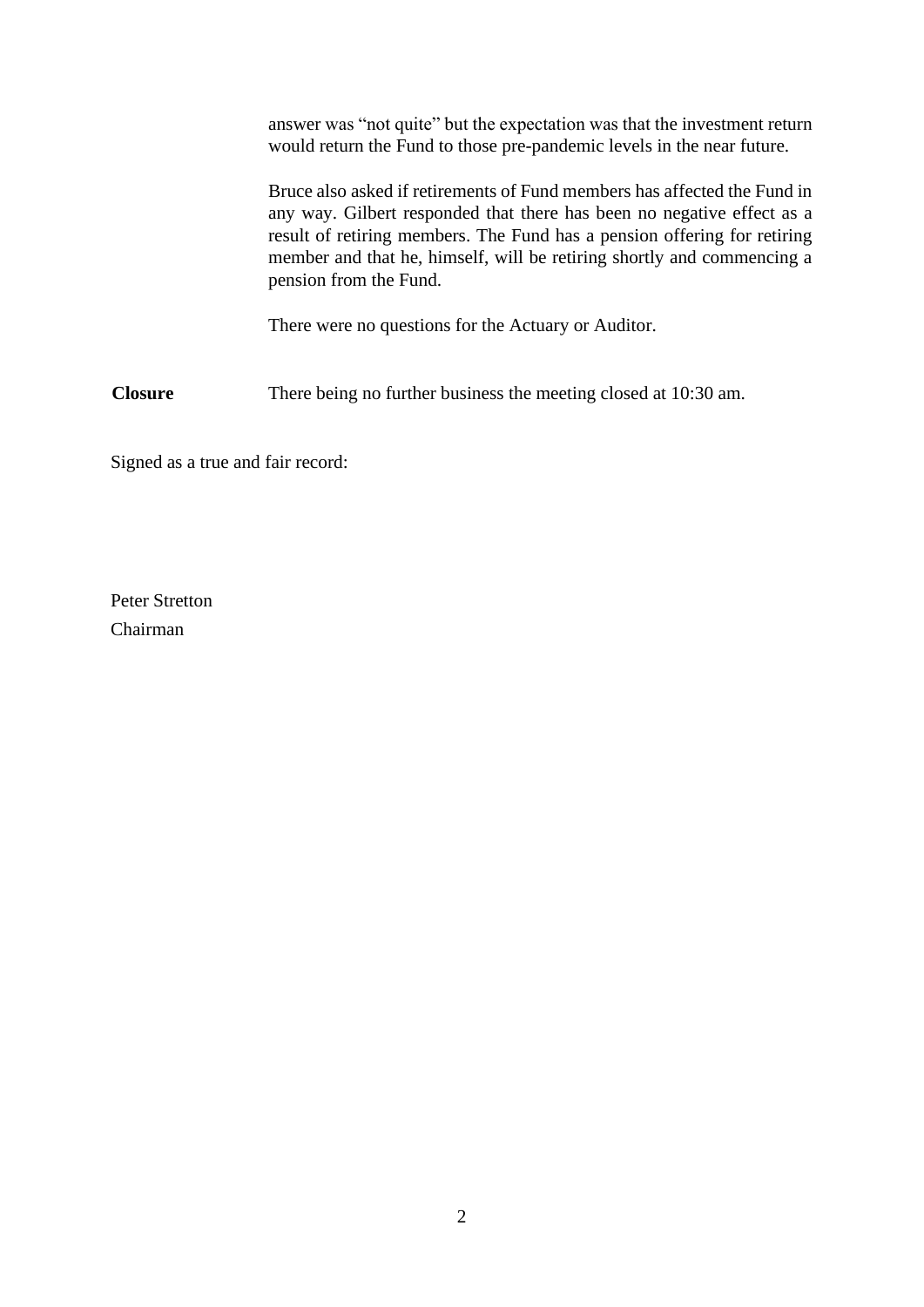answer was “not quite” but the expectation was that the investment return would return the Fund to those pre-pandemic levels in the near future.

Bruce also asked if retirements of Fund members has affected the Fund in any way. Gilbert responded that there has been no negative effect as a result of retiring members. The Fund has a pension offering for retiring member and that he, himself, will be retiring shortly and commencing a pension from the Fund.

There were no questions for the Actuary or Auditor.

**Closure** There being no further business the meeting closed at 10:30 am.

Signed as a true and fair record:

Peter Stretton
Chairman